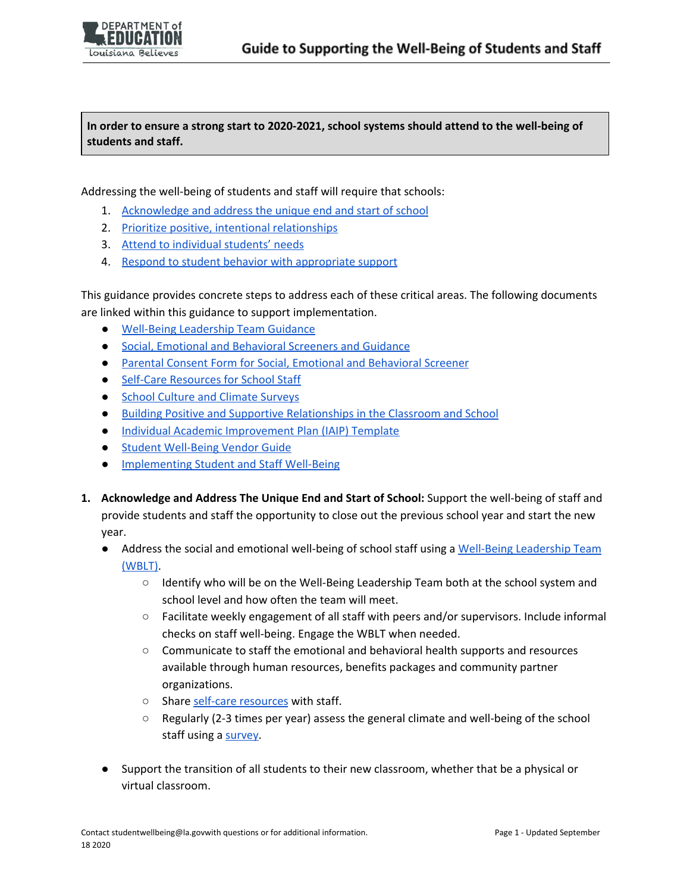**In order to ensure a strong start to 2020-2021, school systems should attend to the well-being of students and staff.**

Addressing the well-being of students and staff will require that schools:

1. Acknowledge and address the unique end and start of school
2. Prioritize positive, intentional relationships
3. Attend to individual students' needs
4. Respond to student behavior with appropriate support

This guidance provides concrete steps to address each of these critical areas. The following documents are linked within this guidance to support implementation.

- Well-Being Leadership Team Guidance
- Social, Emotional and Behavioral Screeners and Guidance
- Parental Consent Form for Social, Emotional and Behavioral Screener
- Self-Care Resources for School Staff
- School Culture and Climate Surveys
- Building Positive and Supportive Relationships in the Classroom and School
- Individual Academic Improvement Plan (IAIP) Template
- Student Well-Being Vendor Guide
- Implementing Student and Staff Well-Being

1. **Acknowledge and Address The Unique End and Start of School:** Support the well-being of staff and provide students and staff the opportunity to close out the previous school year and start the new year.
   - Address the social and emotional well-being of school staff using a Well-Being Leadership Team (WBLT).
     - Identify who will be on the Well-Being Leadership Team both at the school system and school level and how often the team will meet.
     - Facilitate weekly engagement of all staff with peers and/or supervisors. Include informal checks on staff well-being. Engage the WBLT when needed.
     - Communicate to staff the emotional and behavioral health supports and resources available through human resources, benefits packages and community partner organizations.
     - Share self-care resources with staff.
     - Regularly (2-3 times per year) assess the general climate and well-being of the school staff using a survey.

   - Support the transition of all students to their new classroom, whether that be a physical or virtual classroom.

Contact studentwellbeing@la.govwith questions or for additional information.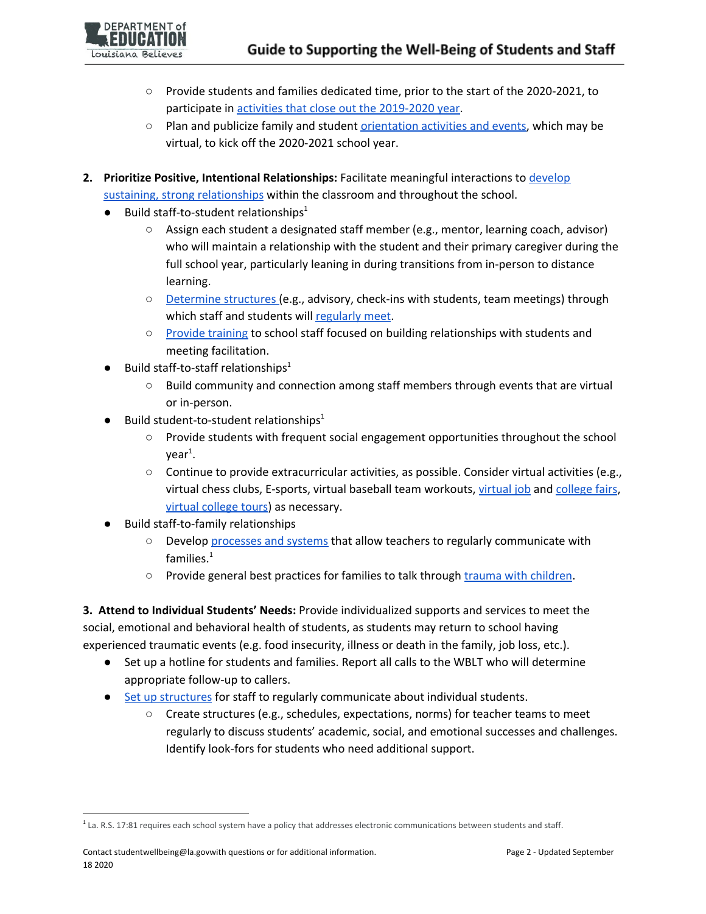- Provide students and families dedicated time, prior to the start of the 2020-2021, to participate in activities that close out the 2019-2020 year.
- Plan and publicize family and student orientation activities and events, which may be virtual, to kick off the 2020-2021 school year.

**2. Prioritize Positive, Intentional Relationships:** Facilitate meaningful interactions to develop sustaining, strong relationships within the classroom and throughout the school.

- Build staff-to-student relationships[1]
  - Assign each student a designated staff member (e.g., mentor, learning coach, advisor) who will maintain a relationship with the student and their primary caregiver during the full school year, particularly leaning in during transitions from in-person to distance learning.
  - Determine structures (e.g., advisory, check-ins with students, team meetings) through which staff and students will regularly meet.
  - Provide training to school staff focused on building relationships with students and meeting facilitation.
- Build staff-to-staff relationships[1]
  - Build community and connection among staff members through events that are virtual or in-person.
- Build student-to-student relationships[1]
  - Provide students with frequent social engagement opportunities throughout the school year[1].
  - Continue to provide extracurricular activities, as possible. Consider virtual activities (e.g., virtual chess clubs, E-sports, virtual baseball team workouts, virtual job and college fairs, virtual college tours) as necessary.
- Build staff-to-family relationships
  - Develop processes and systems that allow teachers to regularly communicate with families.[1]
  - Provide general best practices for families to talk through trauma with children.

**3. Attend to Individual Students' Needs:** Provide individualized supports and services to meet the social, emotional and behavioral health of students, as students may return to school having experienced traumatic events (e.g. food insecurity, illness or death in the family, job loss, etc.).

- Set up a hotline for students and families. Report all calls to the WBLT who will determine appropriate follow-up to callers.
- Set up structures for staff to regularly communicate about individual students.
  - Create structures (e.g., schedules, expectations, norms) for teacher teams to meet regularly to discuss students' academic, social, and emotional successes and challenges. Identify look-fors for students who need additional support.

[1] La. R.S. 17:81 requires each school system have a policy that addresses electronic communications between students and staff.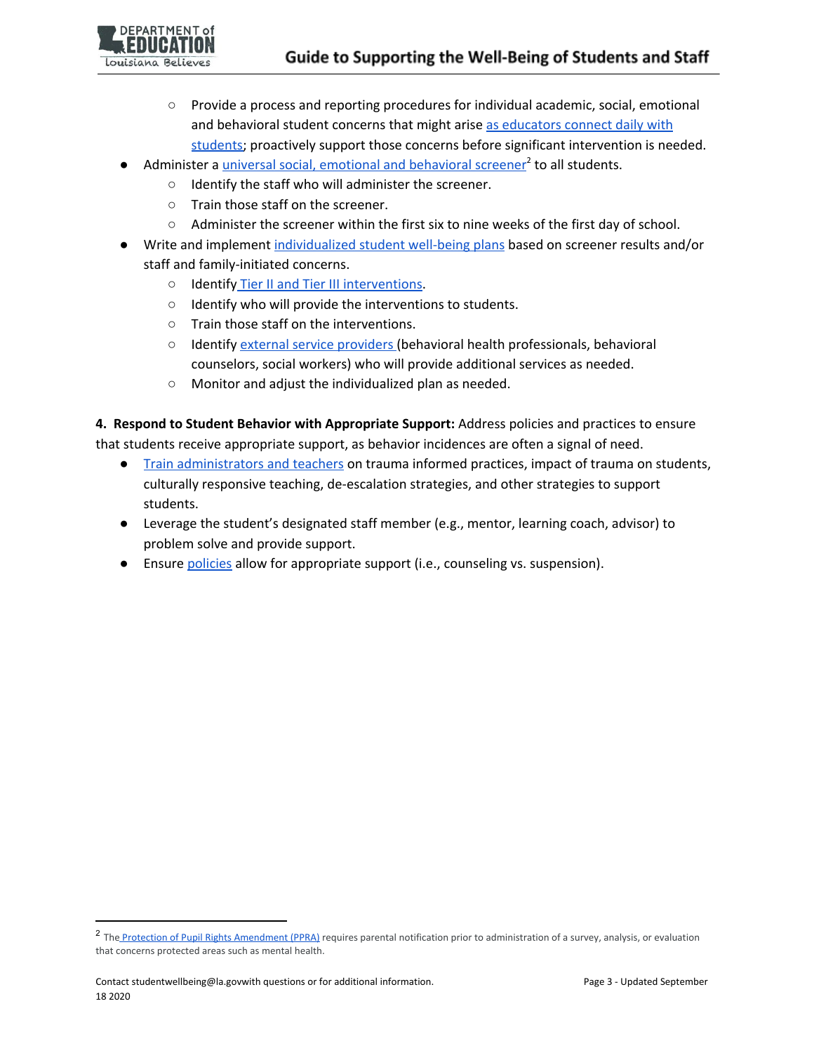- Provide a process and reporting procedures for individual academic, social, emotional and behavioral student concerns that might arise as educators connect daily with students; proactively support those concerns before significant intervention is needed.
- Administer a universal social, emotional and behavioral screener[2] to all students.
  - Identify the staff who will administer the screener.
  - Train those staff on the screener.
  - Administer the screener within the first six to nine weeks of the first day of school.
- Write and implement individualized student well-being plans based on screener results and/or staff and family-initiated concerns.
  - Identify Tier II and Tier III interventions.
  - Identify who will provide the interventions to students.
  - Train those staff on the interventions.
  - Identify external service providers (behavioral health professionals, behavioral counselors, social workers) who will provide additional services as needed.
  - Monitor and adjust the individualized plan as needed.

**4. Respond to Student Behavior with Appropriate Support:** Address policies and practices to ensure that students receive appropriate support, as behavior incidences are often a signal of need.

- Train administrators and teachers on trauma informed practices, impact of trauma on students, culturally responsive teaching, de-escalation strategies, and other strategies to support students.
- Leverage the student's designated staff member (e.g., mentor, learning coach, advisor) to problem solve and provide support.
- Ensure policies allow for appropriate support (i.e., counseling vs. suspension).

---

[2] The Protection of Pupil Rights Amendment (PPRA) requires parental notification prior to administration of a survey, analysis, or evaluation that concerns protected areas such as mental health.